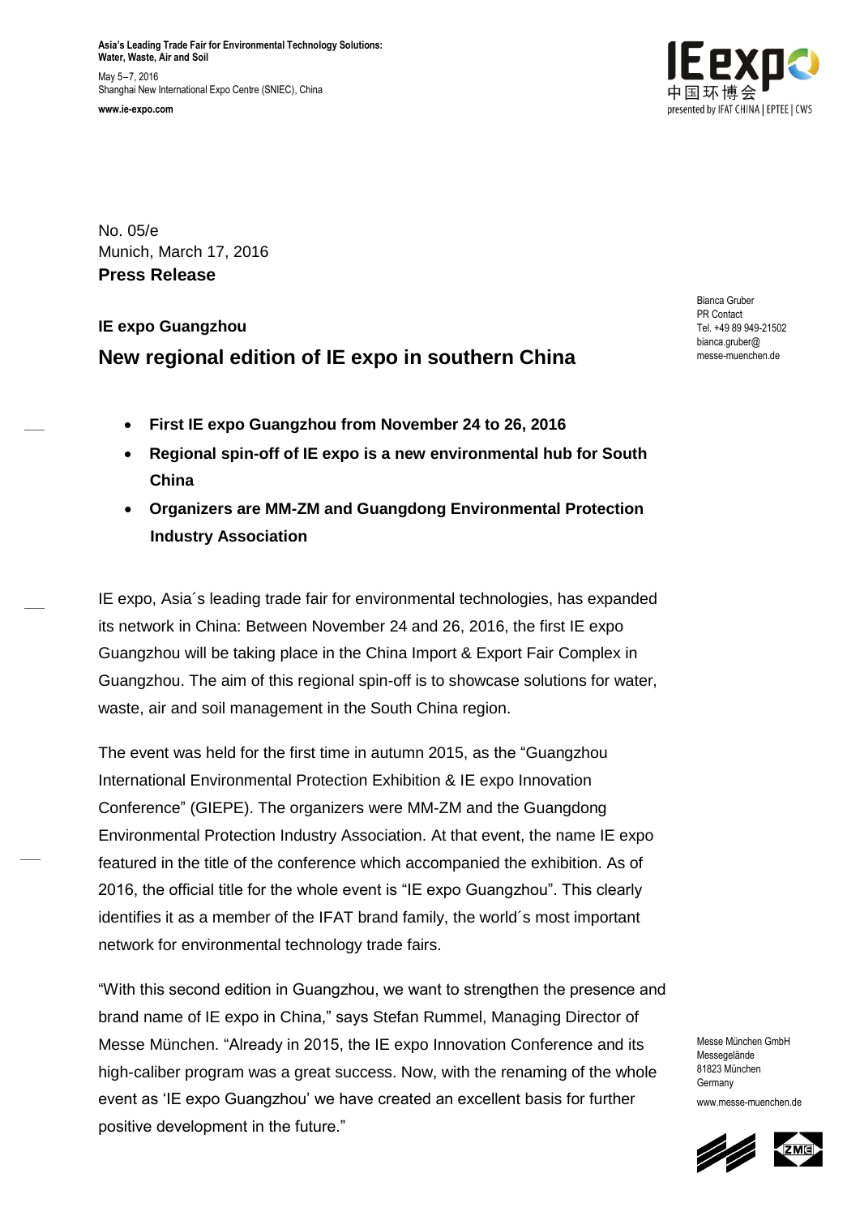**Asia's Leading Trade Fair for Environmental Technology Solutions: Water, Waste, Air and Soil**

May 5–7, 2016
Shanghai New International Expo Centre (SNIEC), China

**www.ie-expo.com**

No. 05/e
Munich, March 17, 2016
**Press Release**

Bianca Gruber
PR Contact
Tel. +49 89 949-21502
bianca.gruber@
messe-muenchen.de

**IE expo Guangzhou**

## New regional edition of IE expo in southern China

- **First IE expo Guangzhou from November 24 to 26, 2016**
- **Regional spin-off of IE expo is a new environmental hub for South China**
- **Organizers are MM-ZM and Guangdong Environmental Protection Industry Association**

IE expo, Asia´s leading trade fair for environmental technologies, has expanded its network in China: Between November 24 and 26, 2016, the first IE expo Guangzhou will be taking place in the China Import & Export Fair Complex in Guangzhou. The aim of this regional spin-off is to showcase solutions for water, waste, air and soil management in the South China region.

The event was held for the first time in autumn 2015, as the "Guangzhou International Environmental Protection Exhibition & IE expo Innovation Conference" (GIEPE). The organizers were MM-ZM and the Guangdong Environmental Protection Industry Association. At that event, the name IE expo featured in the title of the conference which accompanied the exhibition. As of 2016, the official title for the whole event is "IE expo Guangzhou". This clearly identifies it as a member of the IFAT brand family, the world´s most important network for environmental technology trade fairs.

"With this second edition in Guangzhou, we want to strengthen the presence and brand name of IE expo in China," says Stefan Rummel, Managing Director of Messe München. "Already in 2015, the IE expo Innovation Conference and its high-caliber program was a great success. Now, with the renaming of the whole event as 'IE expo Guangzhou' we have created an excellent basis for further positive development in the future."

Messe München GmbH
Messegelände
81823 München
Germany

www.messe-muenchen.de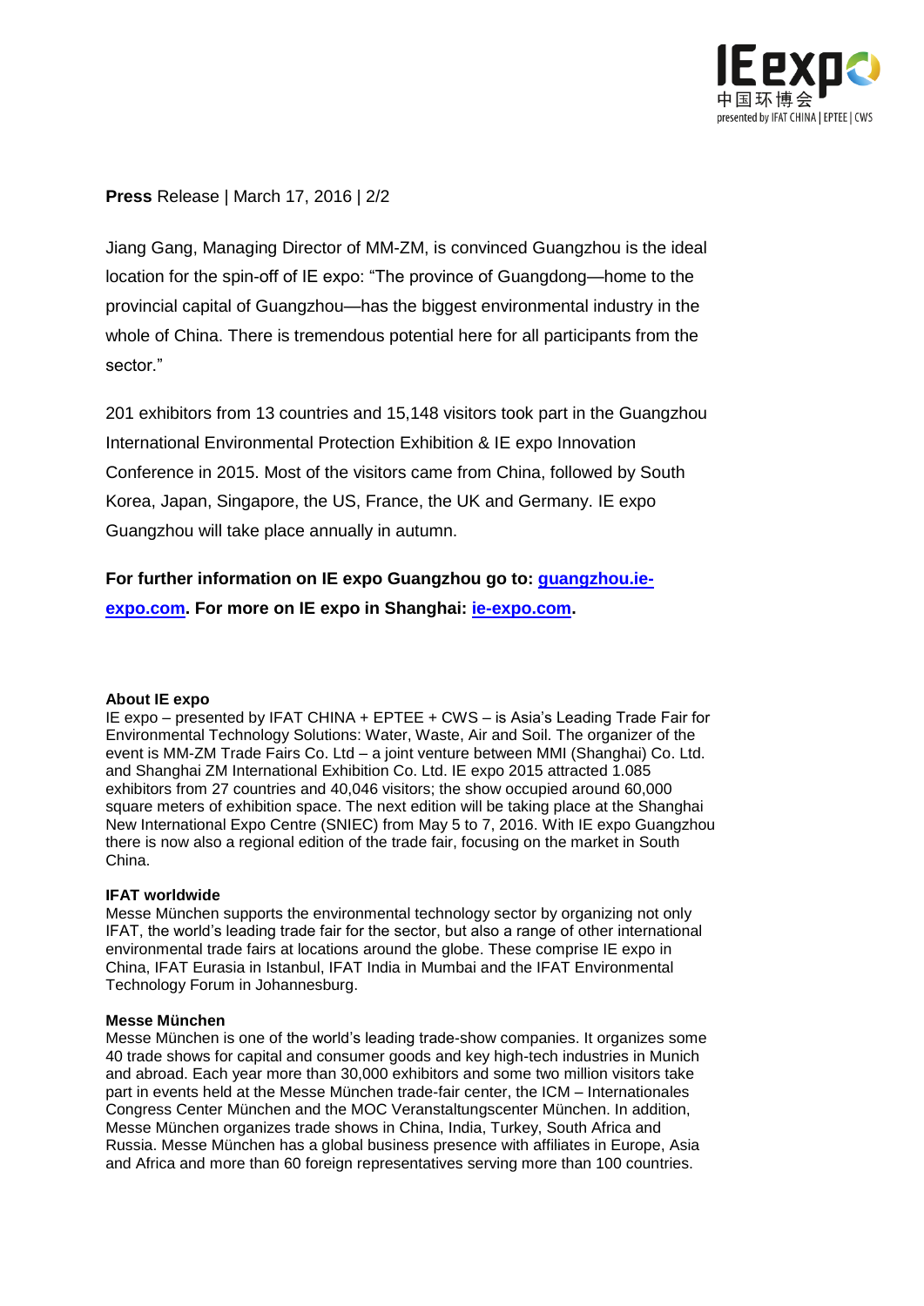**Press** Release | March 17, 2016 | 2/2

Jiang Gang, Managing Director of MM-ZM, is convinced Guangzhou is the ideal location for the spin-off of IE expo: "The province of Guangdong—home to the provincial capital of Guangzhou—has the biggest environmental industry in the whole of China. There is tremendous potential here for all participants from the sector."

201 exhibitors from 13 countries and 15,148 visitors took part in the Guangzhou International Environmental Protection Exhibition & IE expo Innovation Conference in 2015. Most of the visitors came from China, followed by South Korea, Japan, Singapore, the US, France, the UK and Germany. IE expo Guangzhou will take place annually in autumn.

**For further information on IE expo Guangzhou go to: [guangzhou.ie-expo.com](guangzhou.ie-expo.com). For more on IE expo in Shanghai: [ie-expo.com](ie-expo.com).**

**About IE expo**

IE expo – presented by IFAT CHINA + EPTEE + CWS – is Asia's Leading Trade Fair for Environmental Technology Solutions: Water, Waste, Air and Soil. The organizer of the event is MM-ZM Trade Fairs Co. Ltd – a joint venture between MMI (Shanghai) Co. Ltd. and Shanghai ZM International Exhibition Co. Ltd. IE expo 2015 attracted 1.085 exhibitors from 27 countries and 40,046 visitors; the show occupied around 60,000 square meters of exhibition space. The next edition will be taking place at the Shanghai New International Expo Centre (SNIEC) from May 5 to 7, 2016. With IE expo Guangzhou there is now also a regional edition of the trade fair, focusing on the market in South China.

**IFAT worldwide**

Messe München supports the environmental technology sector by organizing not only IFAT, the world's leading trade fair for the sector, but also a range of other international environmental trade fairs at locations around the globe. These comprise IE expo in China, IFAT Eurasia in Istanbul, IFAT India in Mumbai and the IFAT Environmental Technology Forum in Johannesburg.

**Messe München**

Messe München is one of the world's leading trade-show companies. It organizes some 40 trade shows for capital and consumer goods and key high-tech industries in Munich and abroad. Each year more than 30,000 exhibitors and some two million visitors take part in events held at the Messe München trade-fair center, the ICM – Internationales Congress Center München and the MOC Veranstaltungscenter München. In addition, Messe München organizes trade shows in China, India, Turkey, South Africa and Russia. Messe München has a global business presence with affiliates in Europe, Asia and Africa and more than 60 foreign representatives serving more than 100 countries.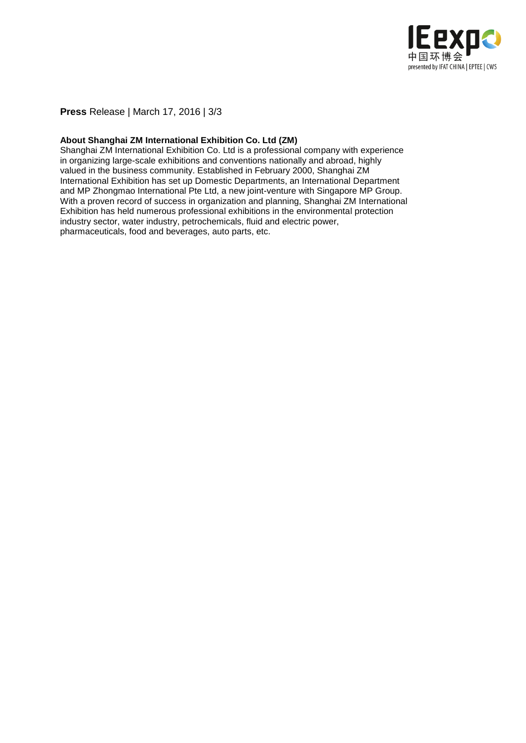## About Shanghai ZM International Exhibition Co. Ltd (ZM)

Shanghai ZM International Exhibition Co. Ltd is a professional company with experience in organizing large-scale exhibitions and conventions nationally and abroad, highly valued in the business community. Established in February 2000, Shanghai ZM International Exhibition has set up Domestic Departments, an International Department and MP Zhongmao International Pte Ltd, a new joint-venture with Singapore MP Group. With a proven record of success in organization and planning, Shanghai ZM International Exhibition has held numerous professional exhibitions in the environmental protection industry sector, water industry, petrochemicals, fluid and electric power, pharmaceuticals, food and beverages, auto parts, etc.